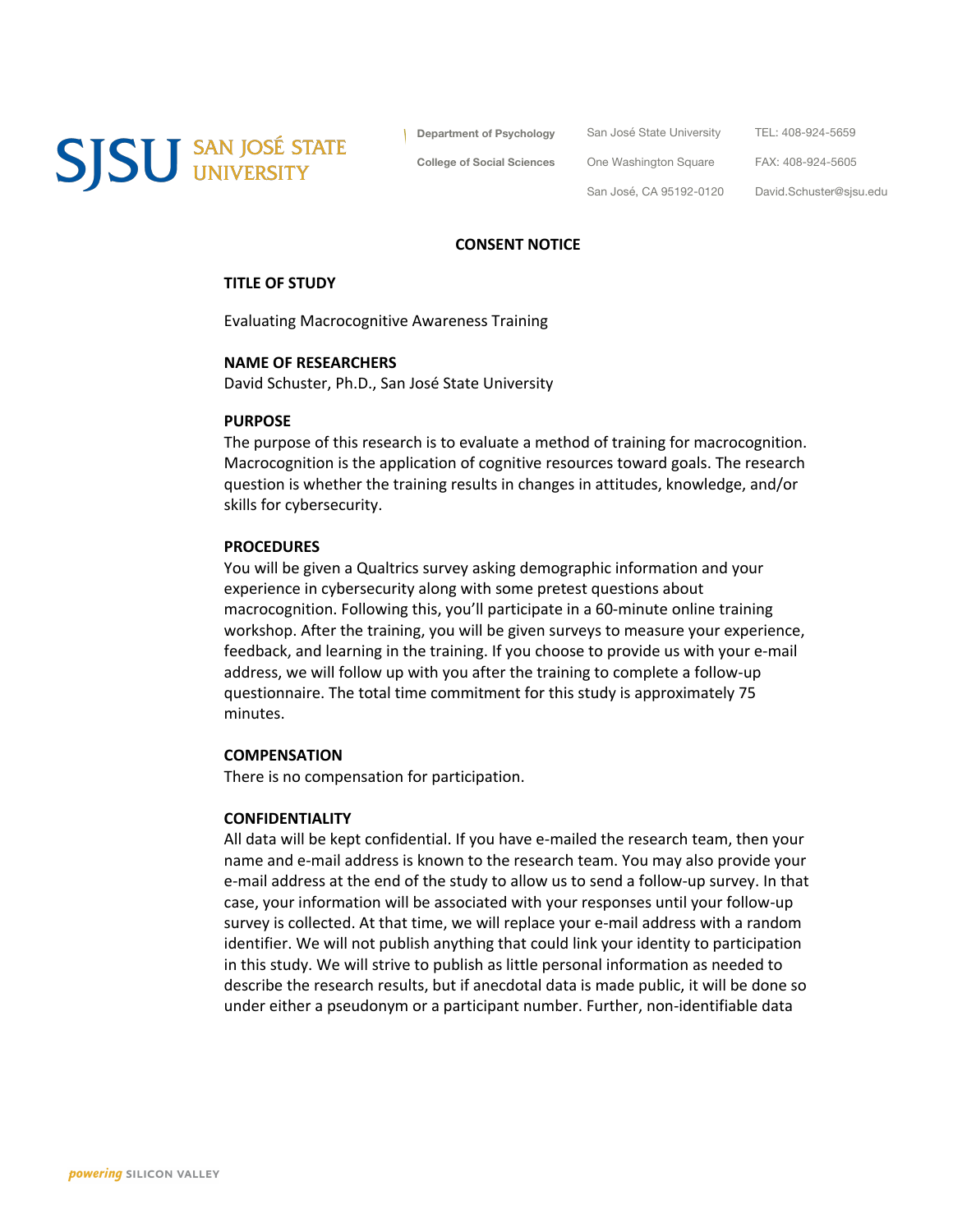SJSU SAN JOSÉ STATE UNIVERSITY

Department of Psychology
College of Social Sciences

San José State University
One Washington Square
San José, CA 95192-0120

TEL: 408-924-5659
FAX: 408-924-5605
David.Schuster@sjsu.edu

## CONSENT NOTICE

### TITLE OF STUDY

Evaluating Macrocognitive Awareness Training

### NAME OF RESEARCHERS

David Schuster, Ph.D., San José State University

### PURPOSE

The purpose of this research is to evaluate a method of training for macrocognition. Macrocognition is the application of cognitive resources toward goals. The research question is whether the training results in changes in attitudes, knowledge, and/or skills for cybersecurity.

### PROCEDURES

You will be given a Qualtrics survey asking demographic information and your experience in cybersecurity along with some pretest questions about macrocognition. Following this, you'll participate in a 60-minute online training workshop. After the training, you will be given surveys to measure your experience, feedback, and learning in the training. If you choose to provide us with your e-mail address, we will follow up with you after the training to complete a follow-up questionnaire. The total time commitment for this study is approximately 75 minutes.

### COMPENSATION

There is no compensation for participation.

### CONFIDENTIALITY

All data will be kept confidential. If you have e-mailed the research team, then your name and e-mail address is known to the research team. You may also provide your e-mail address at the end of the study to allow us to send a follow-up survey. In that case, your information will be associated with your responses until your follow-up survey is collected. At that time, we will replace your e-mail address with a random identifier. We will not publish anything that could link your identity to participation in this study. We will strive to publish as little personal information as needed to describe the research results, but if anecdotal data is made public, it will be done so under either a pseudonym or a participant number. Further, non-identifiable data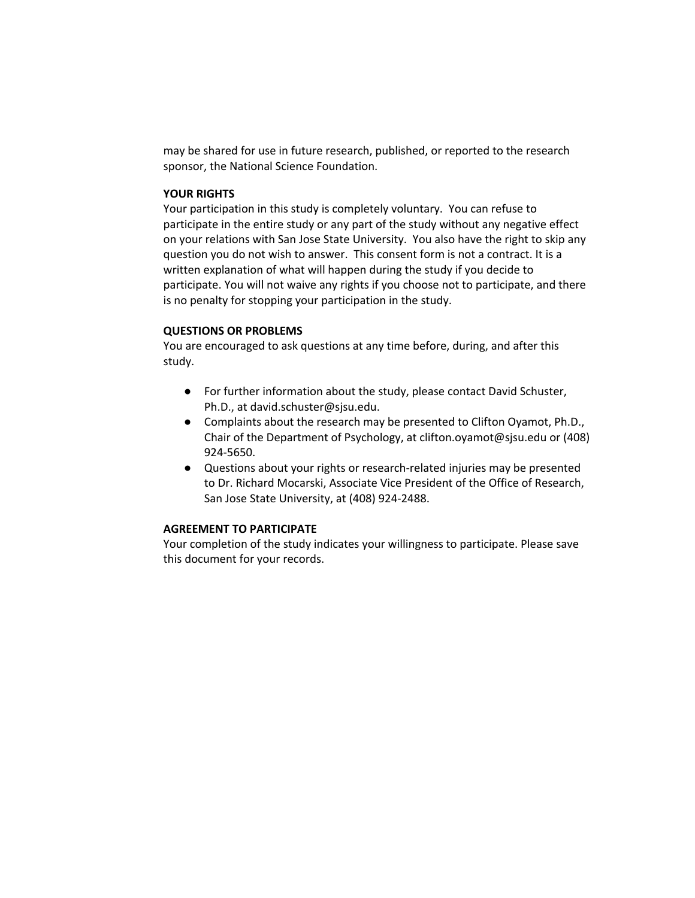may be shared for use in future research, published, or reported to the research sponsor, the National Science Foundation.

**YOUR RIGHTS**

Your participation in this study is completely voluntary. You can refuse to participate in the entire study or any part of the study without any negative effect on your relations with San Jose State University. You also have the right to skip any question you do not wish to answer. This consent form is not a contract. It is a written explanation of what will happen during the study if you decide to participate. You will not waive any rights if you choose not to participate, and there is no penalty for stopping your participation in the study.

**QUESTIONS OR PROBLEMS**

You are encouraged to ask questions at any time before, during, and after this study.

- For further information about the study, please contact David Schuster, Ph.D., at david.schuster@sjsu.edu.
- Complaints about the research may be presented to Clifton Oyamot, Ph.D., Chair of the Department of Psychology, at clifton.oyamot@sjsu.edu or (408) 924-5650.
- Questions about your rights or research-related injuries may be presented to Dr. Richard Mocarski, Associate Vice President of the Office of Research, San Jose State University, at (408) 924-2488.

**AGREEMENT TO PARTICIPATE**

Your completion of the study indicates your willingness to participate. Please save this document for your records.